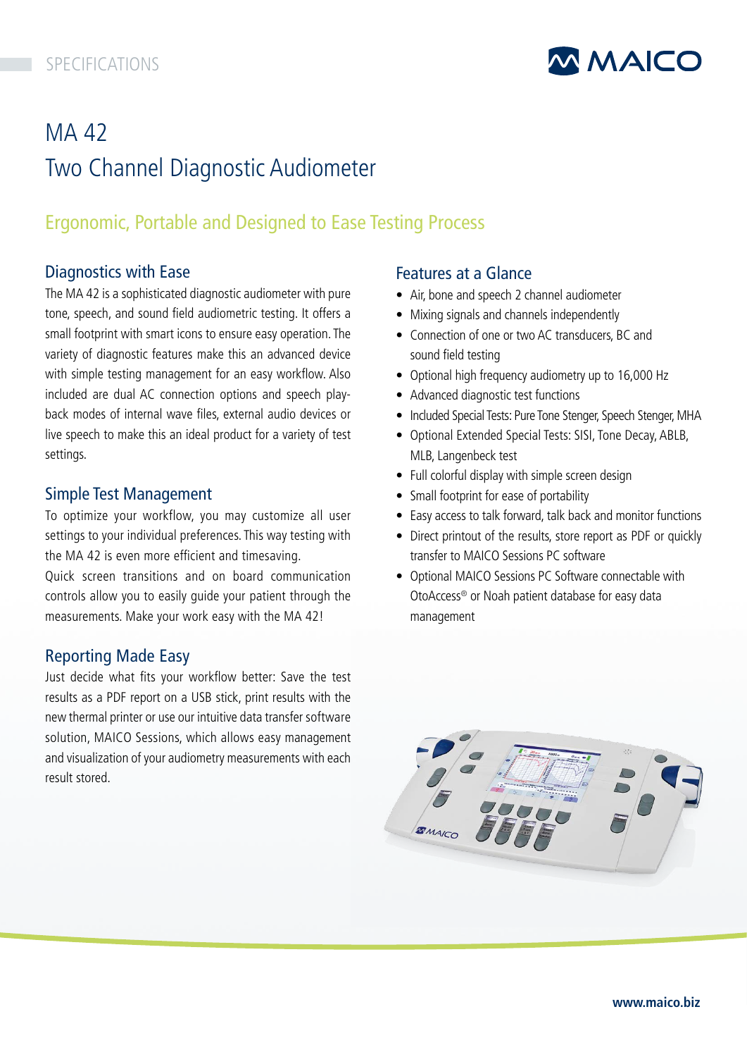SPECIFICATIONS

# MA 42
# Two Channel Diagnostic Audiometer

## Ergonomic, Portable and Designed to Ease Testing Process

### Diagnostics with Ease

The MA 42 is a sophisticated diagnostic audiometer with pure tone, speech, and sound field audiometric testing. It offers a small footprint with smart icons to ensure easy operation. The variety of diagnostic features make this an advanced device with simple testing management for an easy workflow. Also included are dual AC connection options and speech play-back modes of internal wave files, external audio devices or live speech to make this an ideal product for a variety of test settings.

### Simple Test Management

To optimize your workflow, you may customize all user settings to your individual preferences. This way testing with the MA 42 is even more efficient and timesaving.
Quick screen transitions and on board communication controls allow you to easily guide your patient through the measurements. Make your work easy with the MA 42!

### Reporting Made Easy

Just decide what fits your workflow better: Save the test results as a PDF report on a USB stick, print results with the new thermal printer or use our intuitive data transfer software solution, MAICO Sessions, which allows easy management and visualization of your audiometry measurements with each result stored.

### Features at a Glance

- Air, bone and speech 2 channel audiometer
- Mixing signals and channels independently
- Connection of one or two AC transducers, BC and sound field testing
- Optional high frequency audiometry up to 16,000 Hz
- Advanced diagnostic test functions
- Included Special Tests: Pure Tone Stenger, Speech Stenger, MHA
- Optional Extended Special Tests: SISI, Tone Decay, ABLB, MLB, Langenbeck test
- Full colorful display with simple screen design
- Small footprint for ease of portability
- Easy access to talk forward, talk back and monitor functions
- Direct printout of the results, store report as PDF or quickly transfer to MAICO Sessions PC software
- Optional MAICO Sessions PC Software connectable with OtoAccess® or Noah patient database for easy data management

www.maico.biz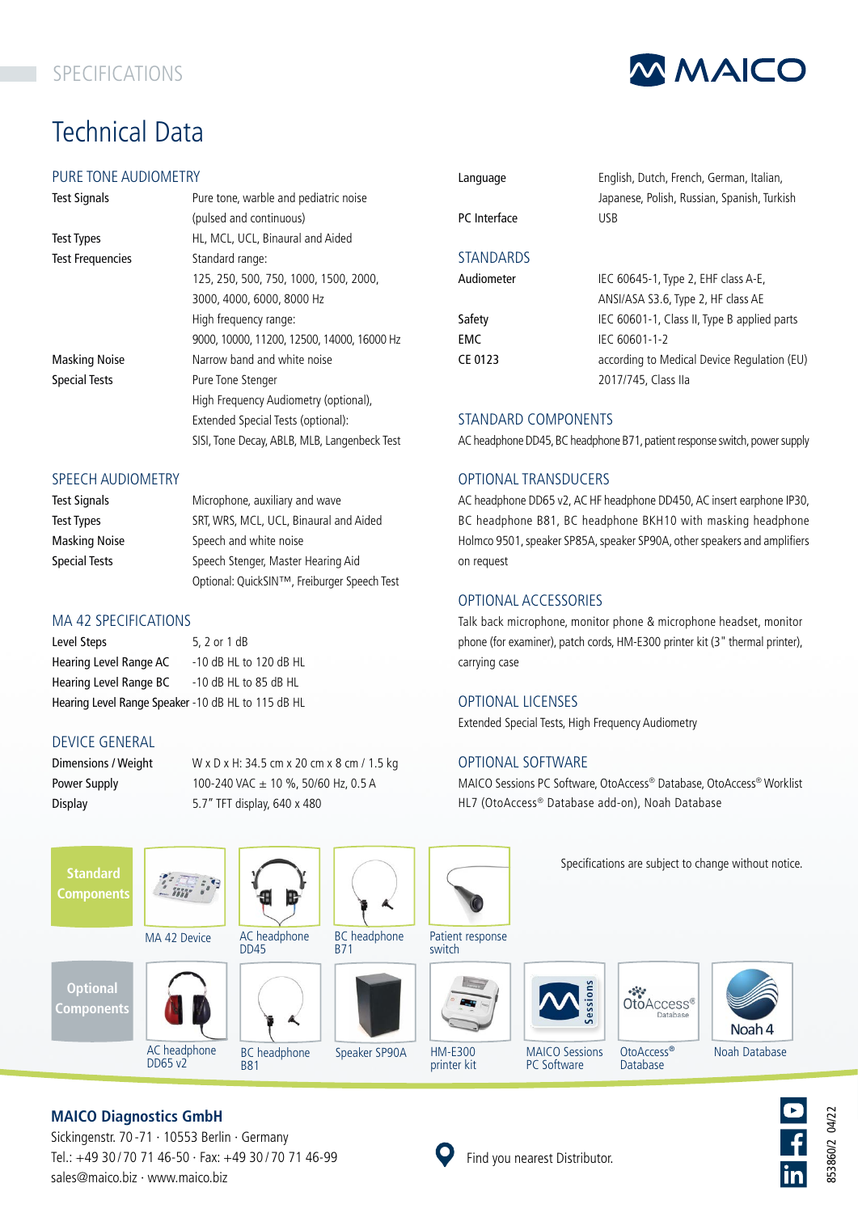SPECIFICATIONS

# Technical Data

## PURE TONE AUDIOMETRY

| | |
|---|---|
| Test Signals | Pure tone, warble and pediatric noise (pulsed and continuous) |
| Test Types | HL, MCL, UCL, Binaural and Aided |
| Test Frequencies | Standard range: 125, 250, 500, 750, 1000, 1500, 2000, 3000, 4000, 6000, 8000 Hz<br>High frequency range: 9000, 10000, 11200, 12500, 14000, 16000 Hz |
| Masking Noise | Narrow band and white noise |
| Special Tests | Pure Tone Stenger<br>High Frequency Audiometry (optional),<br>Extended Special Tests (optional):<br>SISI, Tone Decay, ABLB, MLB, Langenbeck Test |

## SPEECH AUDIOMETRY

| | |
|---|---|
| Test Signals | Microphone, auxiliary and wave |
| Test Types | SRT, WRS, MCL, UCL, Binaural and Aided |
| Masking Noise | Speech and white noise |
| Special Tests | Speech Stenger, Master Hearing Aid<br>Optional: QuickSIN™, Freiburger Speech Test |

## MA 42 SPECIFICATIONS

| | |
|---|---|
| Level Steps | 5, 2 or 1 dB |
| Hearing Level Range AC | -10 dB HL to 120 dB HL |
| Hearing Level Range BC | -10 dB HL to 85 dB HL |
| Hearing Level Range Speaker | -10 dB HL to 115 dB HL |

## DEVICE GENERAL

| | |
|---|---|
| Dimensions / Weight | W x D x H: 34.5 cm x 20 cm x 8 cm / 1.5 kg |
| Power Supply | 100-240 VAC ± 10 %, 50/60 Hz, 0.5 A |
| Display | 5.7" TFT display, 640 x 480 |
| Language | English, Dutch, French, German, Italian, Japanese, Polish, Russian, Spanish, Turkish |
| PC Interface | USB |

## STANDARDS

| | |
|---|---|
| Audiometer | IEC 60645-1, Type 2, EHF class A-E, ANSI/ASA S3.6, Type 2, HF class AE |
| Safety | IEC 60601-1, Class II, Type B applied parts |
| EMC | IEC 60601-1-2 |
| CE 0123 | according to Medical Device Regulation (EU) 2017/745, Class IIa |

## STANDARD COMPONENTS

AC headphone DD45, BC headphone B71, patient response switch, power supply

## OPTIONAL TRANSDUCERS

AC headphone DD65 v2, AC HF headphone DD450, AC insert earphone IP30, BC headphone B81, BC headphone BKH10 with masking headphone Holmco 9501, speaker SP85A, speaker SP90A, other speakers and amplifiers on request

## OPTIONAL ACCESSORIES

Talk back microphone, monitor phone & microphone headset, monitor phone (for examiner), patch cords, HM-E300 printer kit (3" thermal printer), carrying case

## OPTIONAL LICENSES

Extended Special Tests, High Frequency Audiometry

## OPTIONAL SOFTWARE

MAICO Sessions PC Software, OtoAccess® Database, OtoAccess® Worklist HL7 (OtoAccess® Database add-on), Noah Database

Specifications are subject to change without notice.

**Standard Components**

MA 42 Device
AC headphone DD45
BC headphone B71
Patient response switch

**Optional Components**

AC headphone DD65 v2
BC headphone B81
Speaker SP90A
HM-E300 printer kit
MAICO Sessions PC Software
OtoAccess® Database
Noah Database

**MAICO Diagnostics GmbH**
Sickingenstr. 70-71 · 10553 Berlin · Germany
Tel.: +49 30 / 70 71 46-50 · Fax: +49 30 / 70 71 46-99
sales@maico.biz · www.maico.biz

Find you nearest Distributor.

8538060/2 04/22